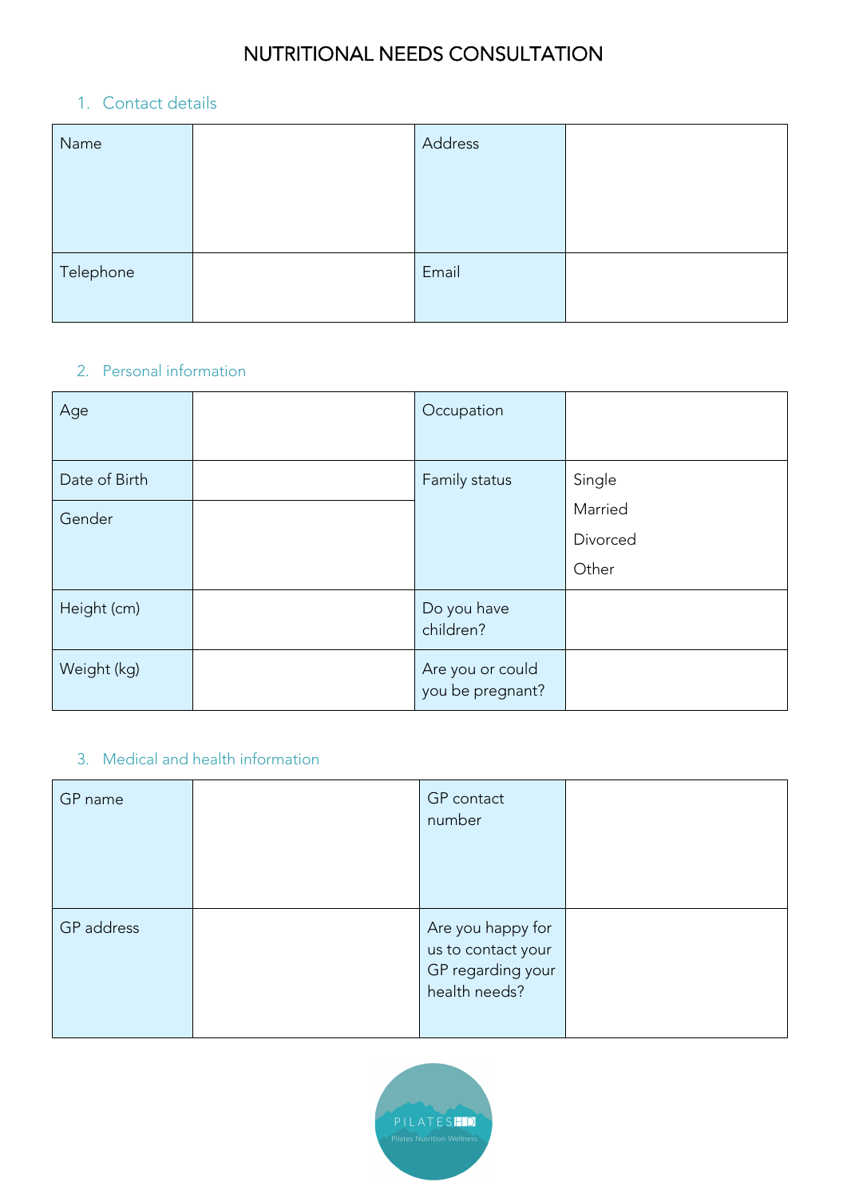# NUTRITIONAL NEEDS CONSULTATION

## 1. Contact details

| Name | | Address | |
|---|---|---|---|
| Telephone | | Email | |

## 2. Personal information

| Age | | Occupation | |
|---|---|---|---|
| Date of Birth | | Family status | Single<br>Married<br>Divorced<br>Other |
| Gender | | | |
| Height (cm) | | Do you have children? | |
| Weight (kg) | | Are you or could you be pregnant? | |

## 3. Medical and health information

| GP name | | GP contact number | |
|---|---|---|---|
| GP address | | Are you happy for us to contact your GP regarding your health needs? | |

PILATESHD
Pilates Nutrition Wellness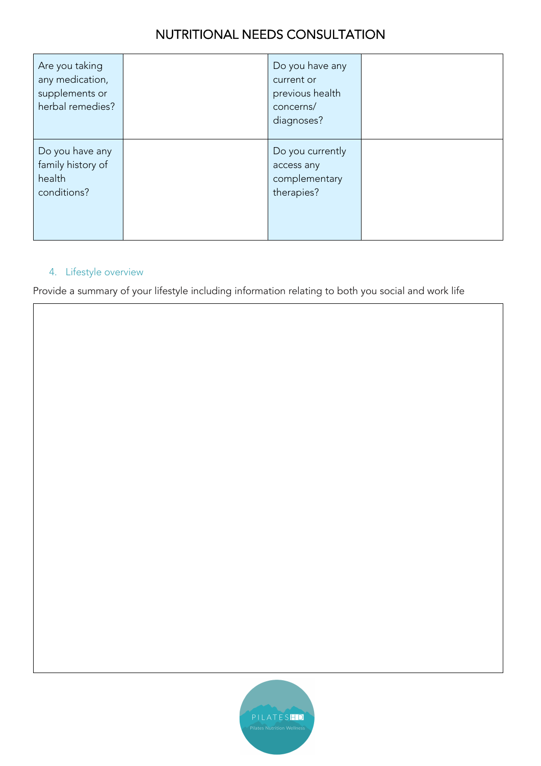# NUTRITIONAL NEEDS CONSULTATION

| | | | |
|---|---|---|---|
| Are you taking any medication, supplements or herbal remedies? | | Do you have any current or previous health concerns/ diagnoses? | |
| Do you have any family history of health conditions? | | Do you currently access any complementary therapies? | |

4. Lifestyle overview

Provide a summary of your lifestyle including information relating to both you social and work life

| |
|---|
| |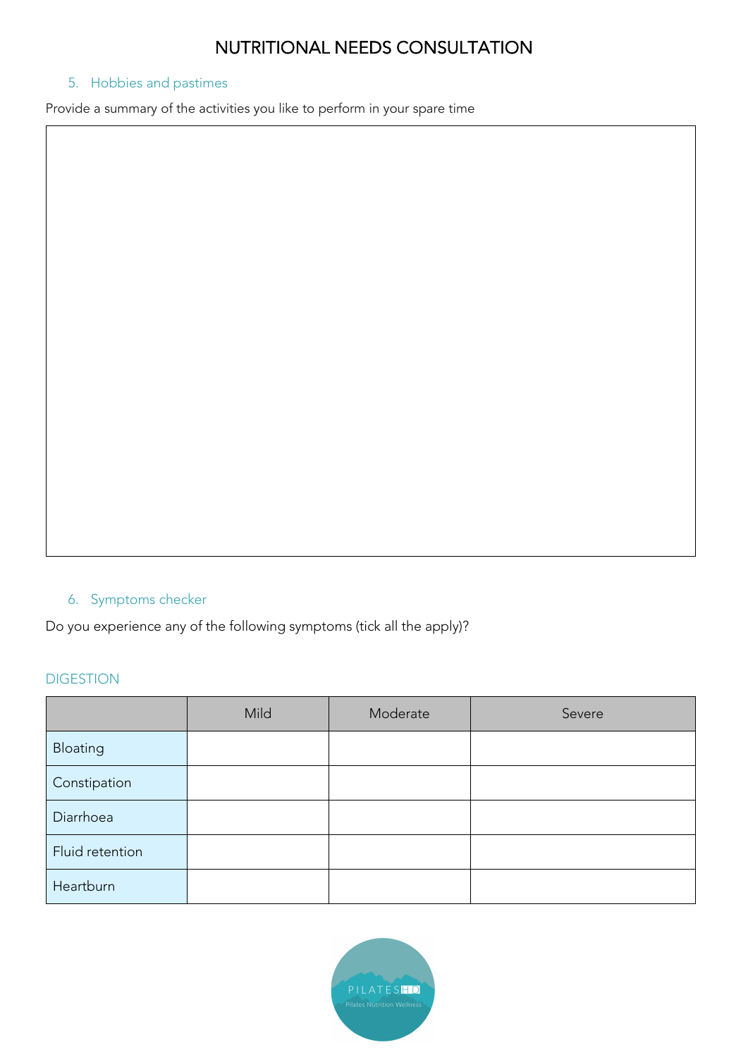# NUTRITIONAL NEEDS CONSULTATION

5. Hobbies and pastimes

Provide a summary of the activities you like to perform in your spare time

6. Symptoms checker

Do you experience any of the following symptoms (tick all the apply)?

DIGESTION

| | Mild | Moderate | Severe |
|---|---|---|---|
| Bloating | | | |
| Constipation | | | |
| Diarrhoea | | | |
| Fluid retention | | | |
| Heartburn | | | |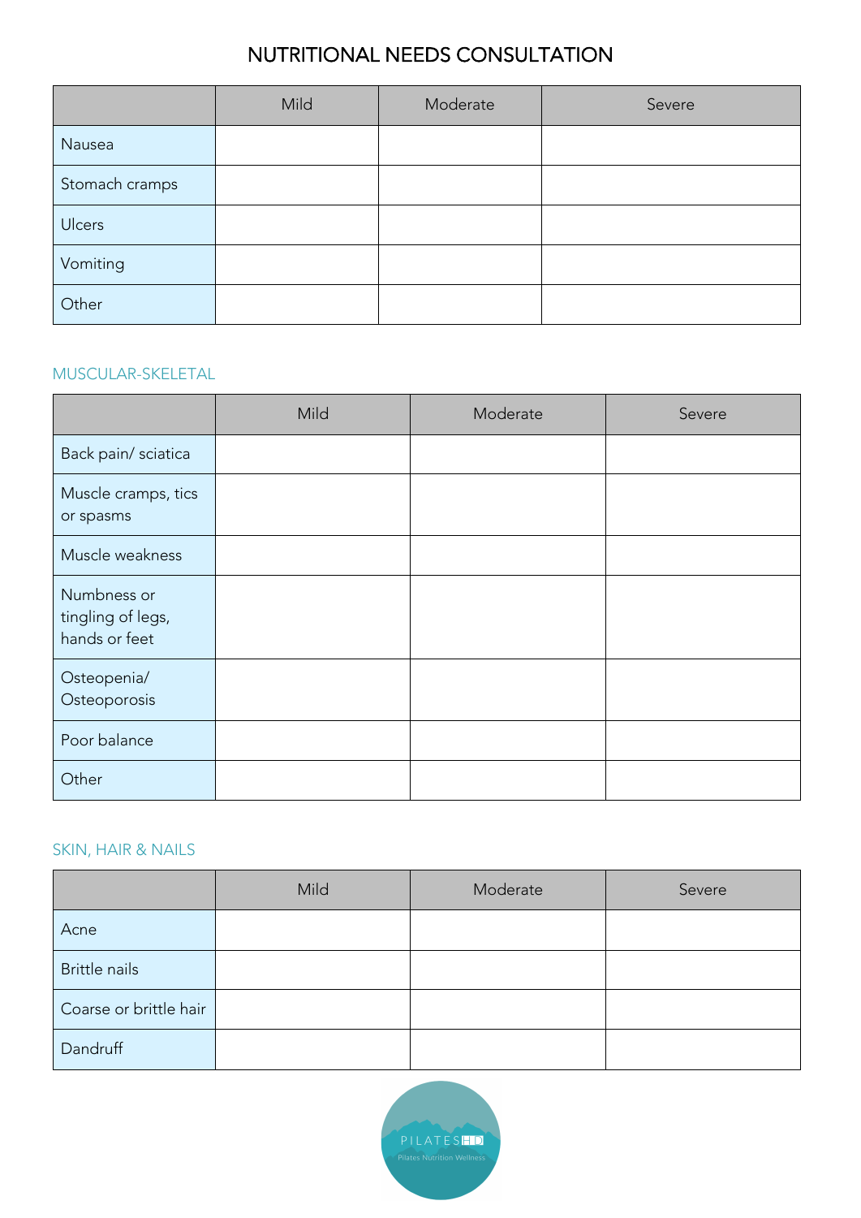# NUTRITIONAL NEEDS CONSULTATION

| | Mild | Moderate | Severe |
|---|---|---|---|
| Nausea | | | |
| Stomach cramps | | | |
| Ulcers | | | |
| Vomiting | | | |
| Other | | | |

## MUSCULAR-SKELETAL

| | Mild | Moderate | Severe |
|---|---|---|---|
| Back pain/ sciatica | | | |
| Muscle cramps, tics or spasms | | | |
| Muscle weakness | | | |
| Numbness or tingling of legs, hands or feet | | | |
| Osteopenia/ Osteoporosis | | | |
| Poor balance | | | |
| Other | | | |

## SKIN, HAIR & NAILS

| | Mild | Moderate | Severe |
|---|---|---|---|
| Acne | | | |
| Brittle nails | | | |
| Coarse or brittle hair | | | |
| Dandruff | | | |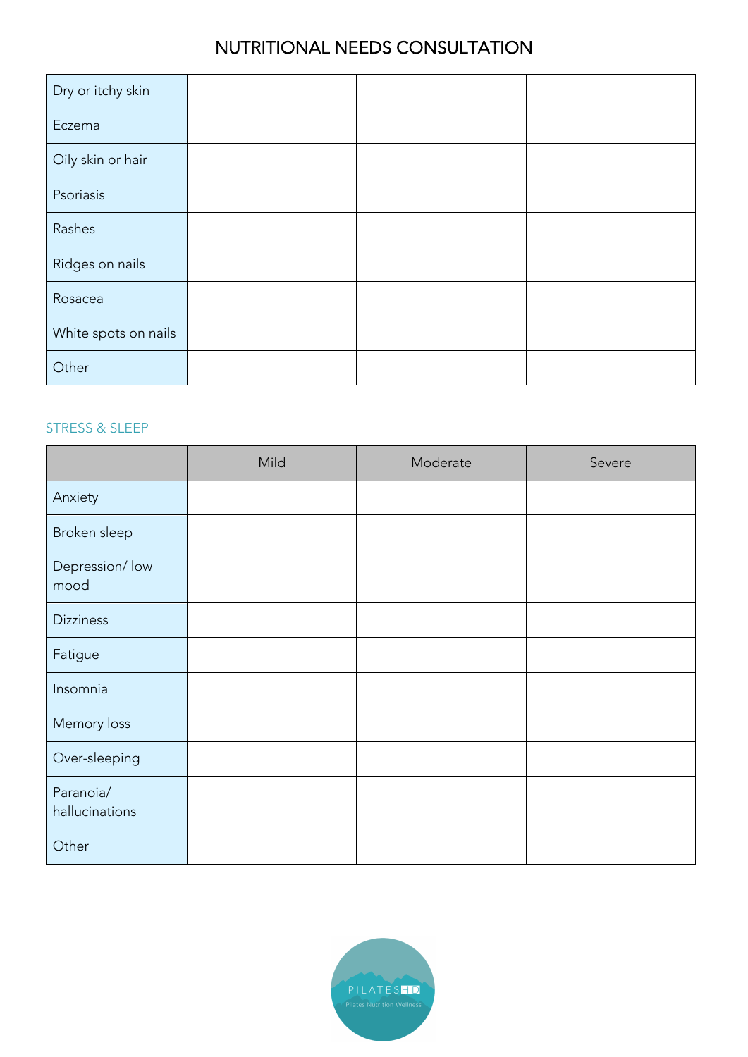# NUTRITIONAL NEEDS CONSULTATION

| | | | |
|---|---|---|---|
| Dry or itchy skin | | | |
| Eczema | | | |
| Oily skin or hair | | | |
| Psoriasis | | | |
| Rashes | | | |
| Ridges on nails | | | |
| Rosacea | | | |
| White spots on nails | | | |
| Other | | | |

## STRESS & SLEEP

| | Mild | Moderate | Severe |
|---|---|---|---|
| Anxiety | | | |
| Broken sleep | | | |
| Depression/ low mood | | | |
| Dizziness | | | |
| Fatigue | | | |
| Insomnia | | | |
| Memory loss | | | |
| Over-sleeping | | | |
| Paranoia/ hallucinations | | | |
| Other | | | |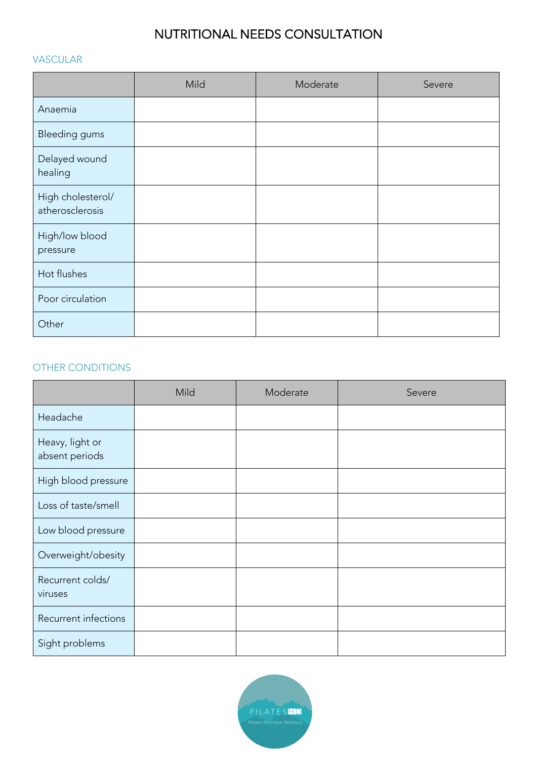# NUTRITIONAL NEEDS CONSULTATION

## VASCULAR

| | Mild | Moderate | Severe |
|---|---|---|---|
| Anaemia | | | |
| Bleeding gums | | | |
| Delayed wound healing | | | |
| High cholesterol/ atherosclerosis | | | |
| High/low blood pressure | | | |
| Hot flushes | | | |
| Poor circulation | | | |
| Other | | | |

## OTHER CONDITIONS

| | Mild | Moderate | Severe |
|---|---|---|---|
| Headache | | | |
| Heavy, light or absent periods | | | |
| High blood pressure | | | |
| Loss of taste/smell | | | |
| Low blood pressure | | | |
| Overweight/obesity | | | |
| Recurrent colds/ viruses | | | |
| Recurrent infections | | | |
| Sight problems | | | |

PILATES HD
Pilates Nutrition Wellness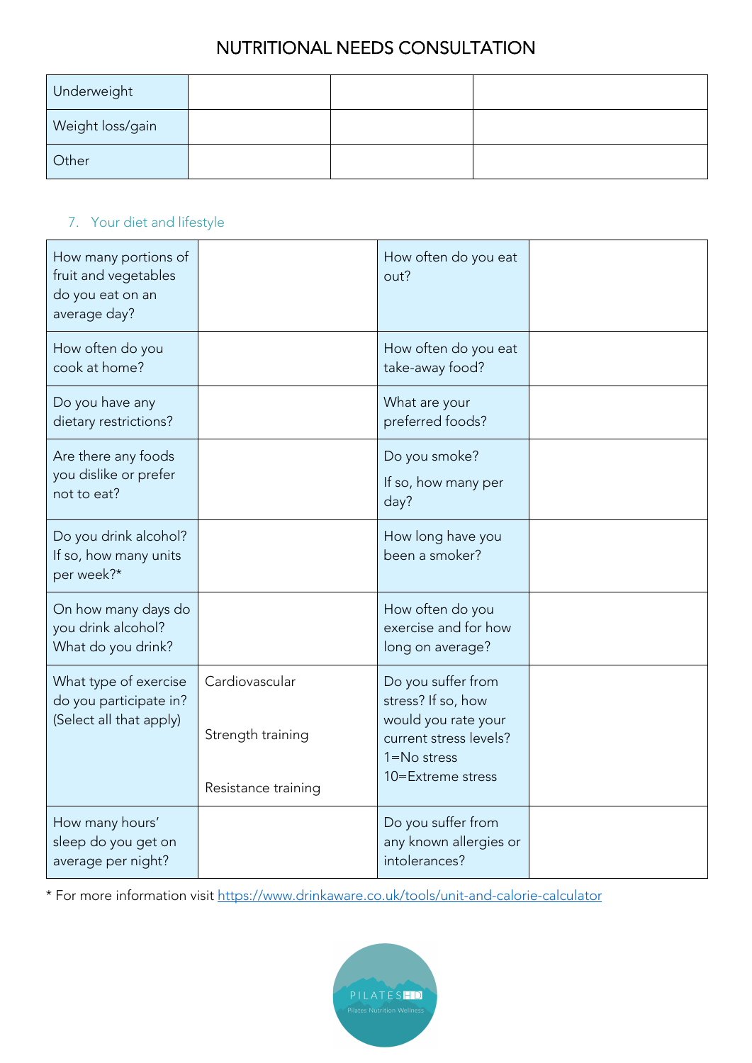# NUTRITIONAL NEEDS CONSULTATION

| | | | |
|---|---|---|---|
| Underweight | | | |
| Weight loss/gain | | | |
| Other | | | |

7. Your diet and lifestyle

| | | | |
|---|---|---|---|
| How many portions of fruit and vegetables do you eat on an average day? | | How often do you eat out? | |
| How often do you cook at home? | | How often do you eat take-away food? | |
| Do you have any dietary restrictions? | | What are your preferred foods? | |
| Are there any foods you dislike or prefer not to eat? | | Do you smoke? If so, how many per day? | |
| Do you drink alcohol? If so, how many units per week?* | | How long have you been a smoker? | |
| On how many days do you drink alcohol? What do you drink? | | How often do you exercise and for how long on average? | |
| What type of exercise do you participate in? (Select all that apply) | Cardiovascular<br>Strength training<br>Resistance training | Do you suffer from stress? If so, how would you rate your current stress levels? 1=No stress 10=Extreme stress | |
| How many hours' sleep do you get on average per night? | | Do you suffer from any known allergies or intolerances? | |

* For more information visit https://www.drinkaware.co.uk/tools/unit-and-calorie-calculator

PILATES HD
Pilates Nutrition Wellness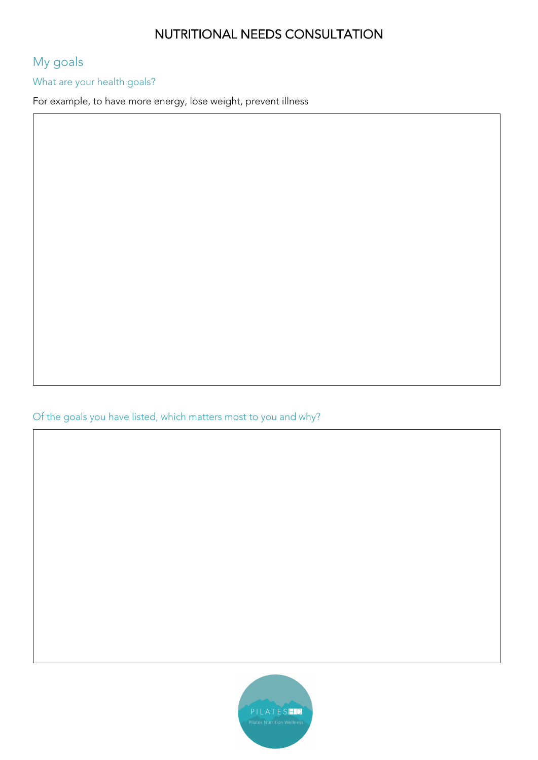# NUTRITIONAL NEEDS CONSULTATION

## My goals

### What are your health goals?

For example, to have more energy, lose weight, prevent illness

### Of the goals you have listed, which matters most to you and why?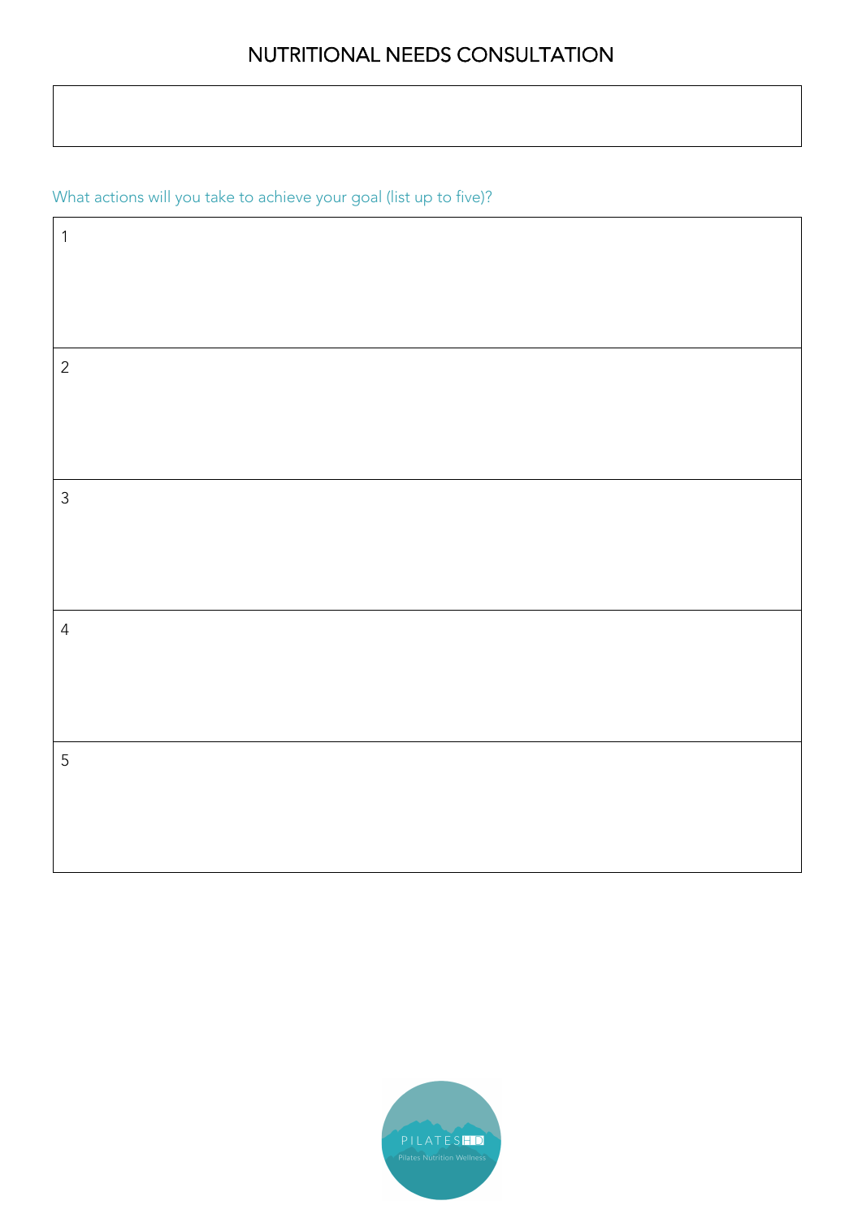# NUTRITIONAL NEEDS CONSULTATION

| |
|---|
| |

What actions will you take to achieve your goal (list up to five)?

| |
|---|
| 1 |
| 2 |
| 3 |
| 4 |
| 5 |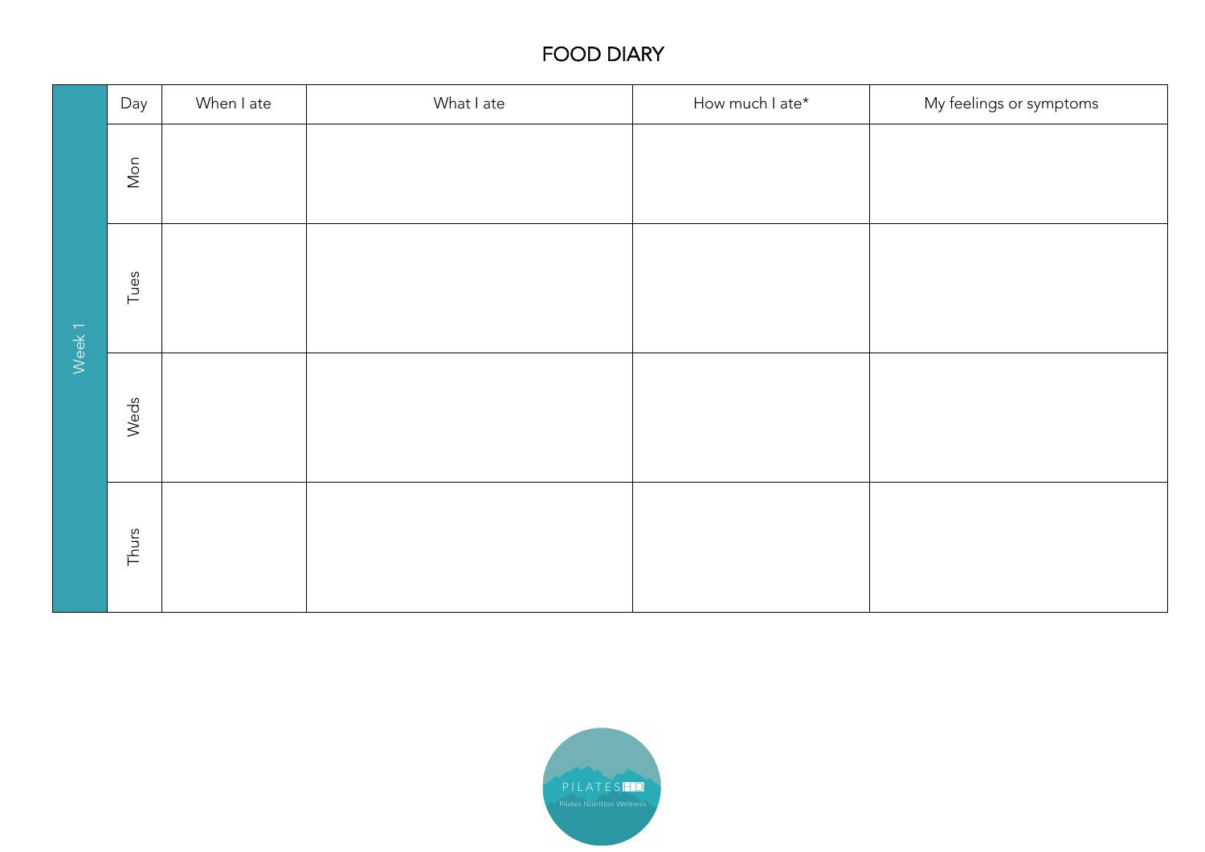# FOOD DIARY

| Week 1 | Day | When I ate | What I ate | How much I ate* | My feelings or symptoms |
|---|---|---|---|---|---|
| | Mon | | | | |
| | Tues | | | | |
| | Weds | | | | |
| | Thurs | | | | |

PILATESHD

Pilates Nutrition Wellness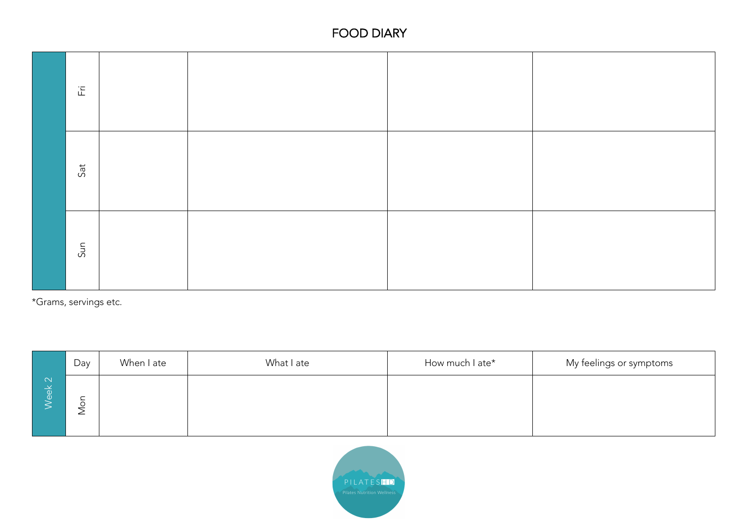# FOOD DIARY

| | Day | When I ate | What I ate | How much I ate* | My feelings or symptoms |
|---|---|---|---|---|---|
| | Fri | | | | |
| | Sat | | | | |
| | Sun | | | | |

*Grams, servings etc.

| | Day | When I ate | What I ate | How much I ate* | My feelings or symptoms |
|---|---|---|---|---|---|
| Week 2 | Mon | | | | |

PILATESHD
Pilates Nutrition Wellness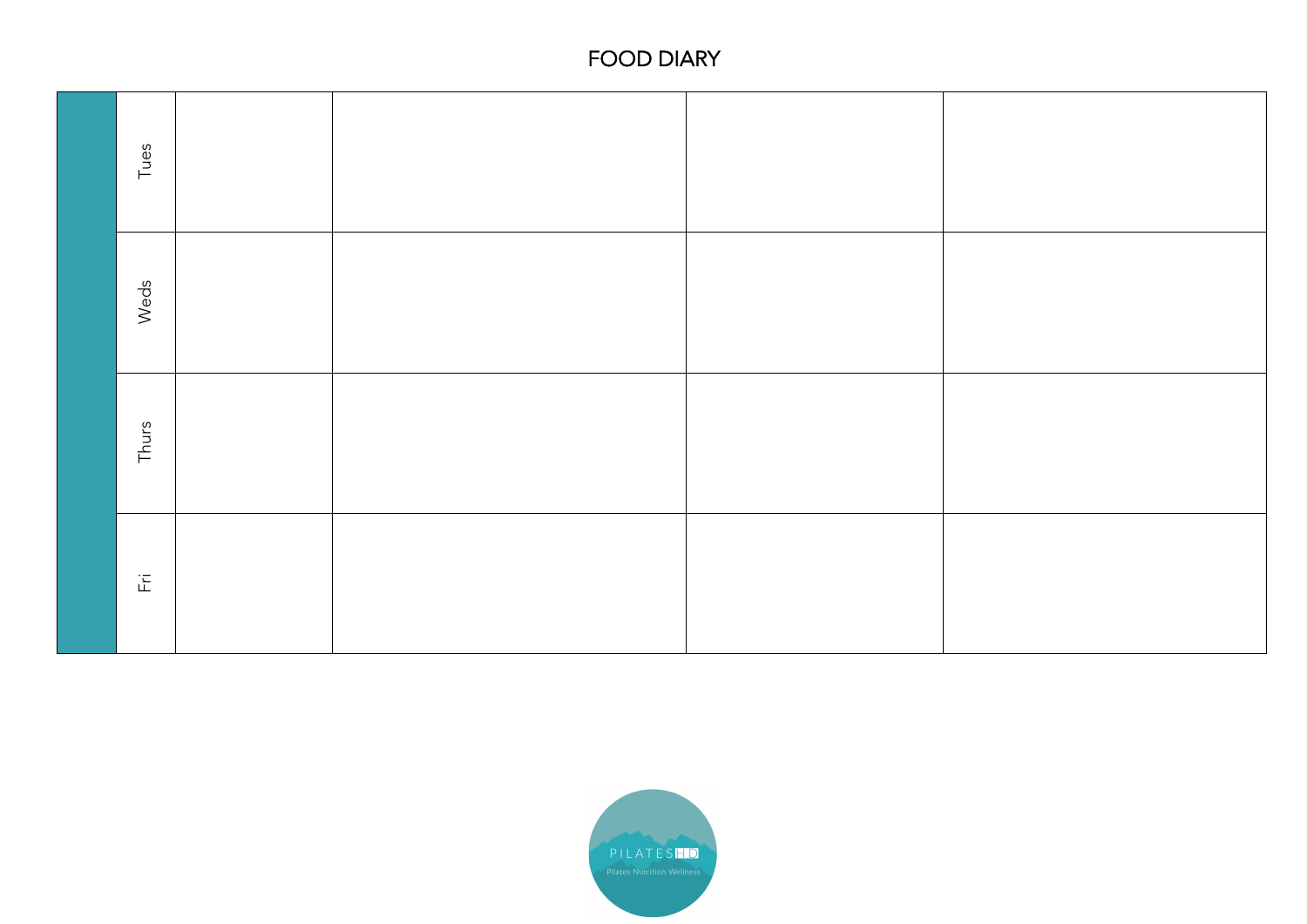# FOOD DIARY

| | | | | | |
|---|---|---|---|---|---|
| | Tues | | | | |
| | Weds | | | | |
| | Thurs | | | | |
| | Fri | | | | |

PILATESHD
Pilates Nutrition Wellness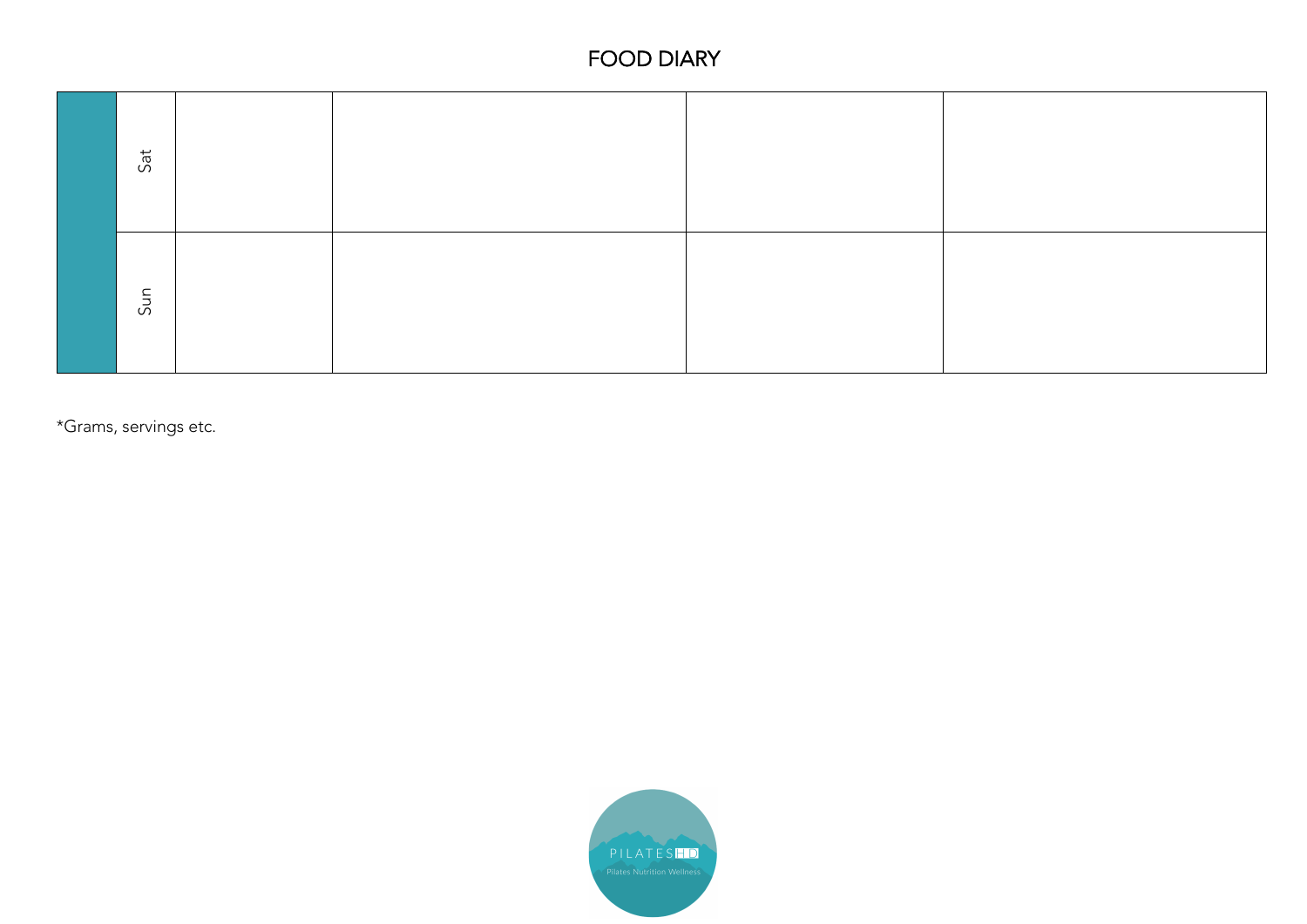# FOOD DIARY

| | | | | | |
|---|---|---|---|---|---|
| | Sat | | | | |
| | Sun | | | | |

*Grams, servings etc.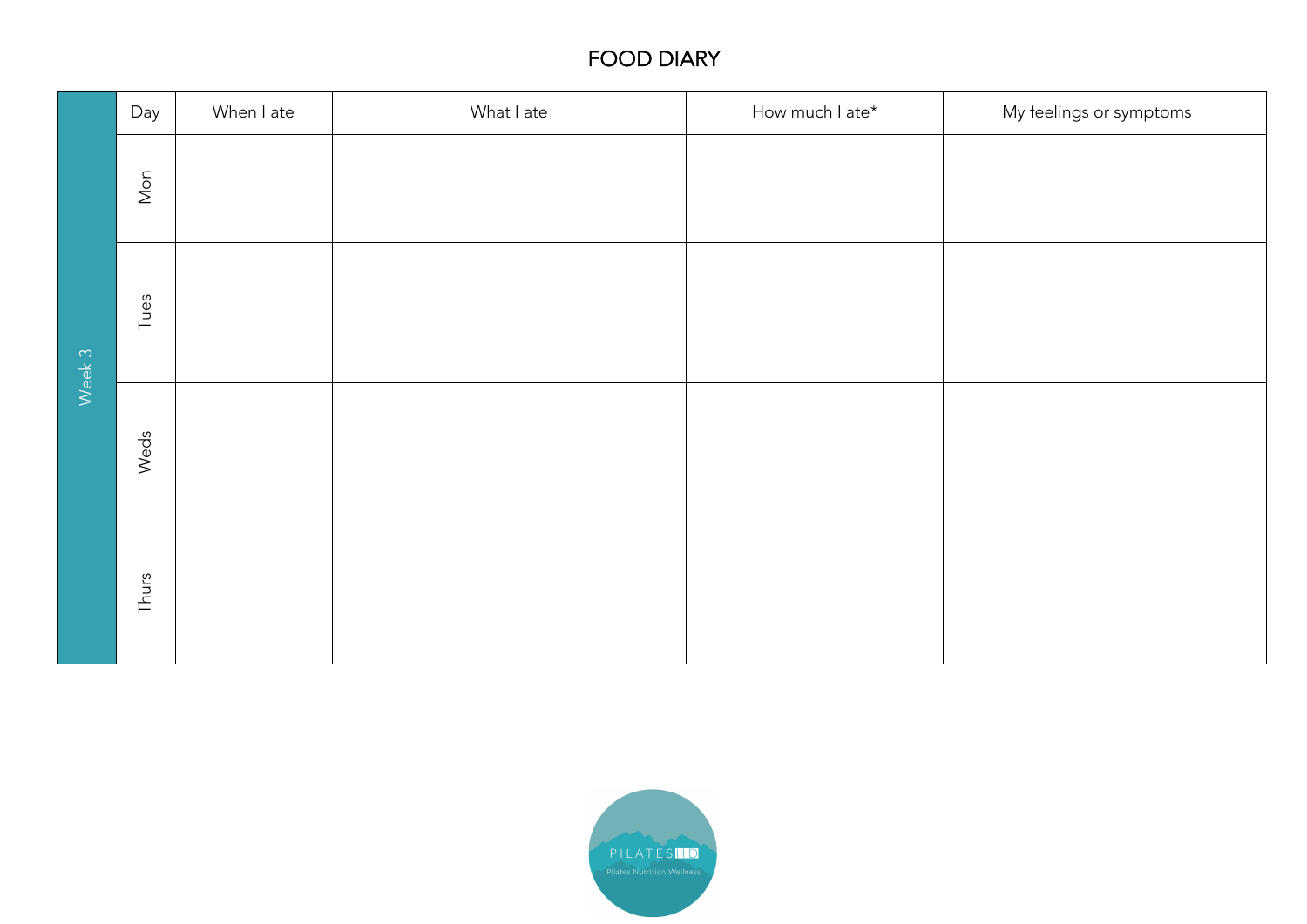# FOOD DIARY

| Week 3 | Day | When I ate | What I ate | How much I ate* | My feelings or symptoms |
|---|---|---|---|---|---|
| | Mon | | | | |
| | Tues | | | | |
| | Weds | | | | |
| | Thurs | | | | |

PILATES HD
Pilates Nutrition Wellness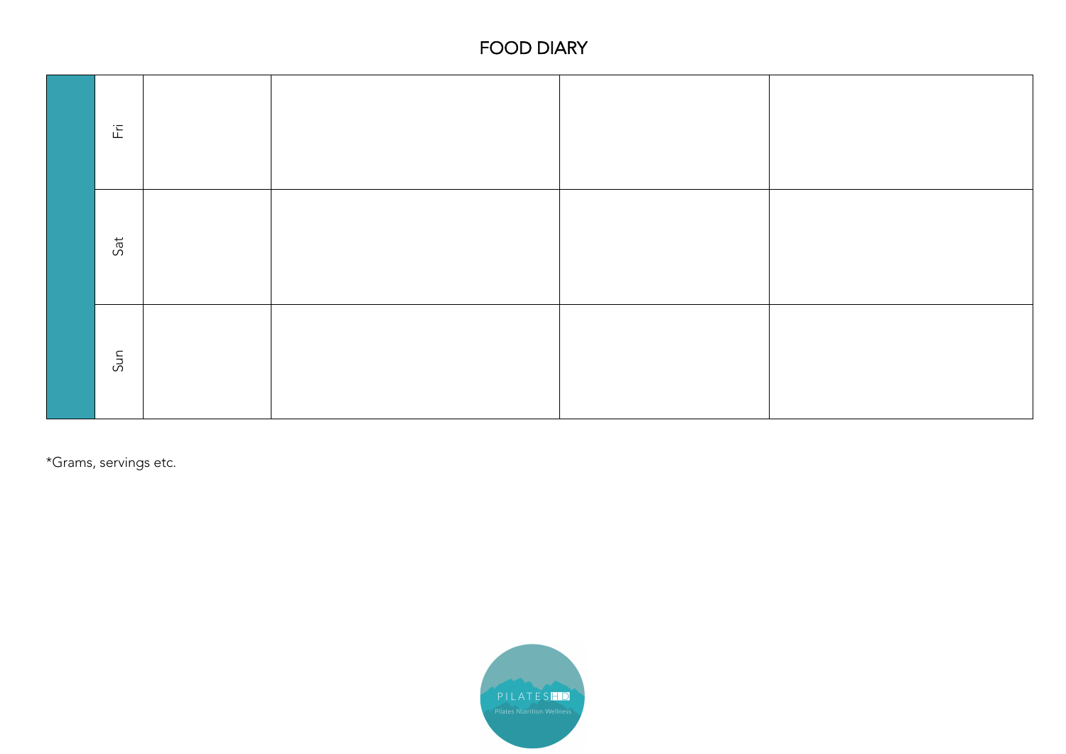# FOOD DIARY

| | | | | | |
|---|---|---|---|---|---|
| | Fri | | | | |
| | Sat | | | | |
| | Sun | | | | |

*Grams, servings etc.

PILATESHD

Pilates Nutrition Wellness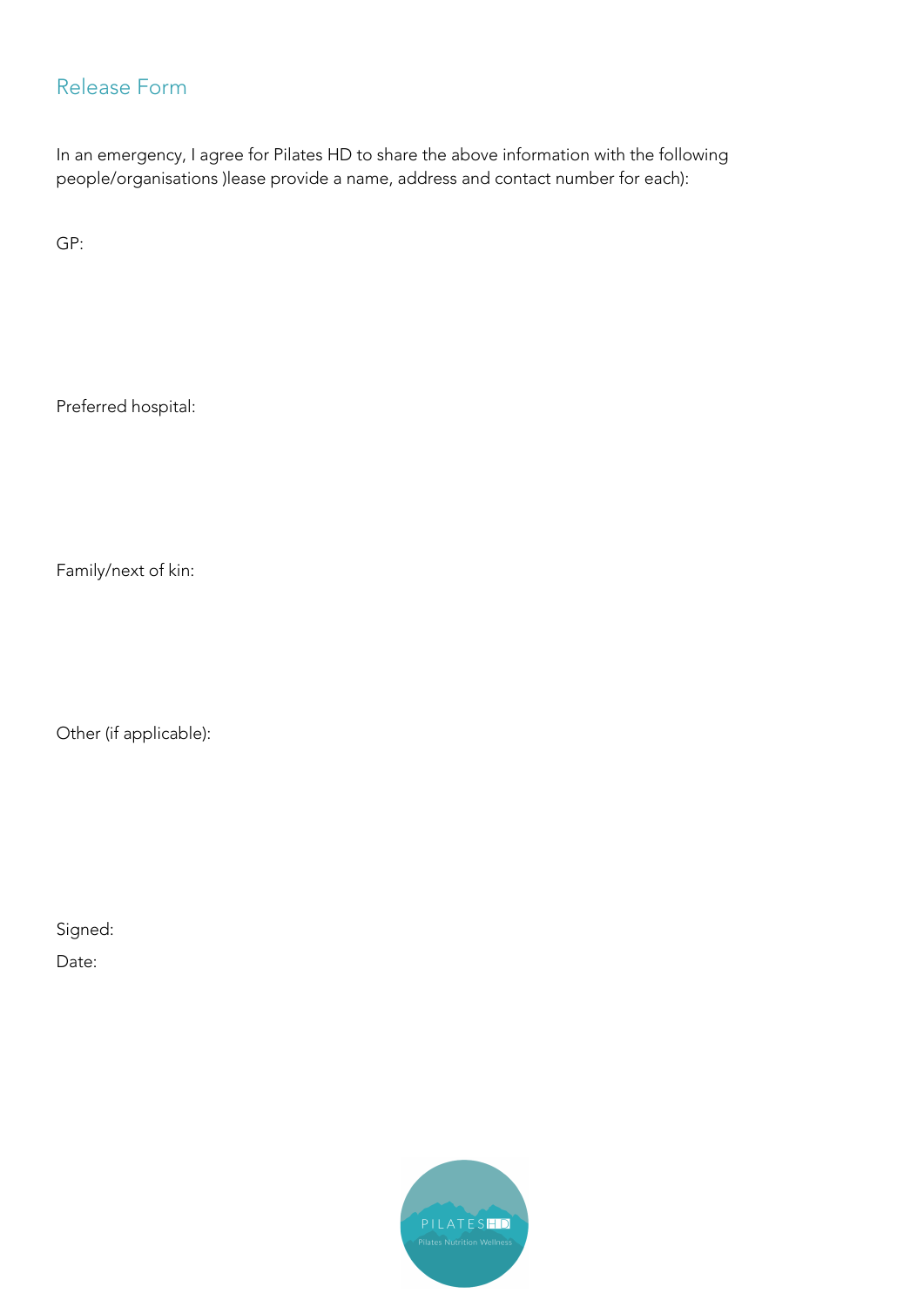## Release Form

In an emergency, I agree for Pilates HD to share the above information with the following people/organisations )lease provide a name, address and contact number for each):

GP:

Preferred hospital:

Family/next of kin:

Other (if applicable):

Signed:

Date: